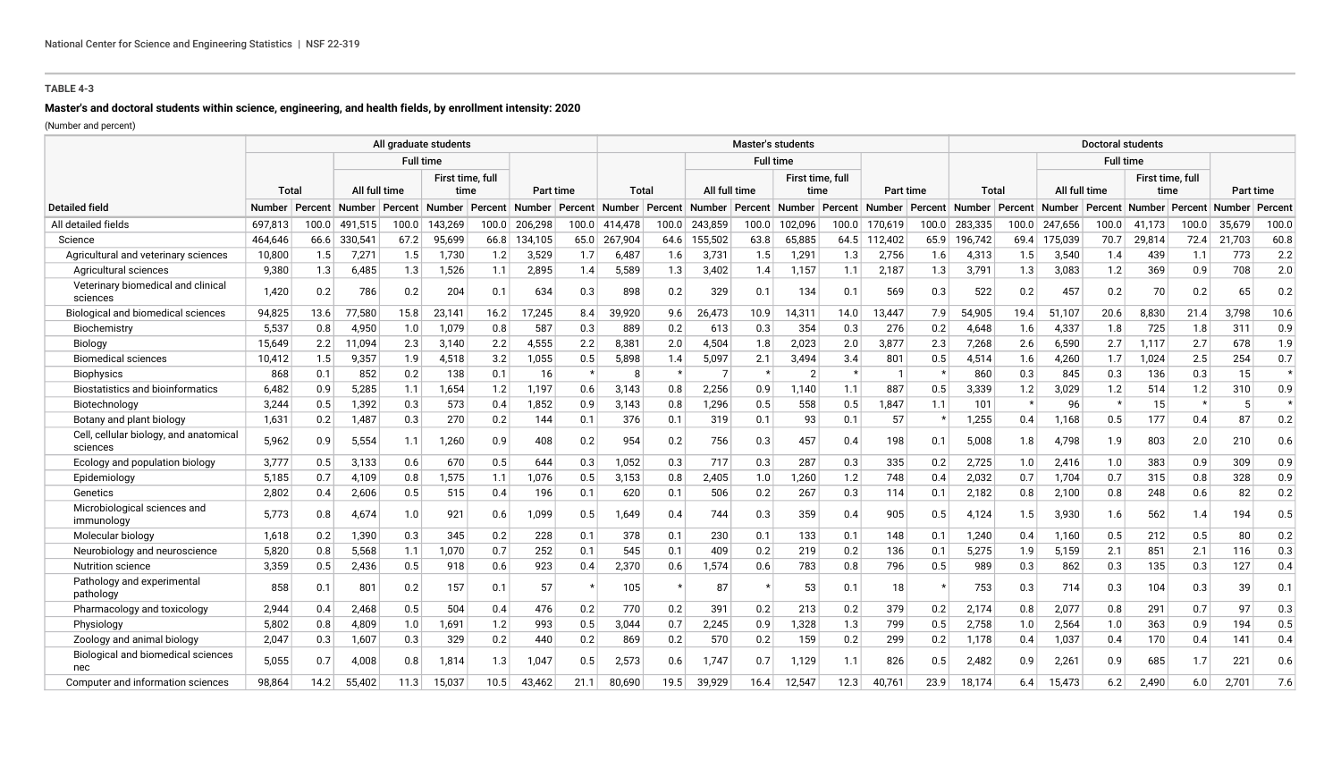**TABLE 4-3**

**Master's and doctoral students within science, engineering, and health fields, by enrollment intensity: 2020**

(Number and percent)

| | All graduate students | | | | | | | | Master's students | | | | | | | | Doctoral students | | | | | | | |
|---|---|---|---|---|---|---|---|---|---|---|---|---|---|---|---|---|---|---|---|---|---|---|---|---|
| | | | Full time | | | | | | | | Full time | | | | | | | | Full time | | | | | |
| | Total | | All full time | | First time, full time | | Part time | | Total | | All full time | | First time, full time | | Part time | | Total | | All full time | | First time, full time | | Part time | |
| Detailed field | Number | Percent | Number | Percent | Number | Percent | Number | Percent | Number | Percent | Number | Percent | Number | Percent | Number | Percent | Number | Percent | Number | Percent | Number | Percent | Number | Percent |
| All detailed fields | 697,813 | 100.0 | 491,515 | 100.0 | 143,269 | 100.0 | 206,298 | 100.0 | 414,478 | 100.0 | 243,859 | 100.0 | 102,096 | 100.0 | 170,619 | 100.0 | 283,335 | 100.0 | 247,656 | 100.0 | 41,173 | 100.0 | 35,679 | 100.0 |
| Science | 464,646 | 66.6 | 330,541 | 67.2 | 95,699 | 66.8 | 134,105 | 65.0 | 267,904 | 64.6 | 155,502 | 63.8 | 65,885 | 64.5 | 112,402 | 65.9 | 196,742 | 69.4 | 175,039 | 70.7 | 29,814 | 72.4 | 21,703 | 60.8 |
| Agricultural and veterinary sciences | 10,800 | 1.5 | 7,271 | 1.5 | 1,730 | 1.2 | 3,529 | 1.7 | 6,487 | 1.6 | 3,731 | 1.5 | 1,291 | 1.3 | 2,756 | 1.6 | 4,313 | 1.5 | 3,540 | 1.4 | 439 | 1.1 | 773 | 2.2 |
| Agricultural sciences | 9,380 | 1.3 | 6,485 | 1.3 | 1,526 | 1.1 | 2,895 | 1.4 | 5,589 | 1.3 | 3,402 | 1.4 | 1,157 | 1.1 | 2,187 | 1.3 | 3,791 | 1.3 | 3,083 | 1.2 | 369 | 0.9 | 708 | 2.0 |
| Veterinary biomedical and clinical sciences | 1,420 | 0.2 | 786 | 0.2 | 204 | 0.1 | 634 | 0.3 | 898 | 0.2 | 329 | 0.1 | 134 | 0.1 | 569 | 0.3 | 522 | 0.2 | 457 | 0.2 | 70 | 0.2 | 65 | 0.2 |
| Biological and biomedical sciences | 94,825 | 13.6 | 77,580 | 15.8 | 23,141 | 16.2 | 17,245 | 8.4 | 39,920 | 9.6 | 26,473 | 10.9 | 14,311 | 14.0 | 13,447 | 7.9 | 54,905 | 19.4 | 51,107 | 20.6 | 8,830 | 21.4 | 3,798 | 10.6 |
| Biochemistry | 5,537 | 0.8 | 4,950 | 1.0 | 1,079 | 0.8 | 587 | 0.3 | 889 | 0.2 | 613 | 0.3 | 354 | 0.3 | 276 | 0.2 | 4,648 | 1.6 | 4,337 | 1.8 | 725 | 1.8 | 311 | 0.9 |
| Biology | 15,649 | 2.2 | 11,094 | 2.3 | 3,140 | 2.2 | 4,555 | 2.2 | 8,381 | 2.0 | 4,504 | 1.8 | 2,023 | 2.0 | 3,877 | 2.3 | 7,268 | 2.6 | 6,590 | 2.7 | 1,117 | 2.7 | 678 | 1.9 |
| Biomedical sciences | 10,412 | 1.5 | 9,357 | 1.9 | 4,518 | 3.2 | 1,055 | 0.5 | 5,898 | 1.4 | 5,097 | 2.1 | 3,494 | 3.4 | 801 | 0.5 | 4,514 | 1.6 | 4,260 | 1.7 | 1,024 | 2.5 | 254 | 0.7 |
| Biophysics | 868 | 0.1 | 852 | 0.2 | 138 | 0.1 | 16 | * | 8 | * | 7 | * | 2 | * | 1 | * | 860 | 0.3 | 845 | 0.3 | 136 | 0.3 | 15 | * |
| Biostatistics and bioinformatics | 6,482 | 0.9 | 5,285 | 1.1 | 1,654 | 1.2 | 1,197 | 0.6 | 3,143 | 0.8 | 2,256 | 0.9 | 1,140 | 1.1 | 887 | 0.5 | 3,339 | 1.2 | 3,029 | 1.2 | 514 | 1.2 | 310 | 0.9 |
| Biotechnology | 3,244 | 0.5 | 1,392 | 0.3 | 573 | 0.4 | 1,852 | 0.9 | 3,143 | 0.8 | 1,296 | 0.5 | 558 | 0.5 | 1,847 | 1.1 | 101 | * | 96 | * | 15 | * | 5 | * |
| Botany and plant biology | 1,631 | 0.2 | 1,487 | 0.3 | 270 | 0.2 | 144 | 0.1 | 376 | 0.1 | 319 | 0.1 | 93 | 0.1 | 57 | * | 1,255 | 0.4 | 1,168 | 0.5 | 177 | 0.4 | 87 | 0.2 |
| Cell, cellular biology, and anatomical sciences | 5,962 | 0.9 | 5,554 | 1.1 | 1,260 | 0.9 | 408 | 0.2 | 954 | 0.2 | 756 | 0.3 | 457 | 0.4 | 198 | 0.1 | 5,008 | 1.8 | 4,798 | 1.9 | 803 | 2.0 | 210 | 0.6 |
| Ecology and population biology | 3,777 | 0.5 | 3,133 | 0.6 | 670 | 0.5 | 644 | 0.3 | 1,052 | 0.3 | 717 | 0.3 | 287 | 0.3 | 335 | 0.2 | 2,725 | 1.0 | 2,416 | 1.0 | 383 | 0.9 | 309 | 0.9 |
| Epidemiology | 5,185 | 0.7 | 4,109 | 0.8 | 1,575 | 1.1 | 1,076 | 0.5 | 3,153 | 0.8 | 2,405 | 1.0 | 1,260 | 1.2 | 748 | 0.4 | 2,032 | 0.7 | 1,704 | 0.7 | 315 | 0.8 | 328 | 0.9 |
| Genetics | 2,802 | 0.4 | 2,606 | 0.5 | 515 | 0.4 | 196 | 0.1 | 620 | 0.1 | 506 | 0.2 | 267 | 0.3 | 114 | 0.1 | 2,182 | 0.8 | 2,100 | 0.8 | 248 | 0.6 | 82 | 0.2 |
| Microbiological sciences and immunology | 5,773 | 0.8 | 4,674 | 1.0 | 921 | 0.6 | 1,099 | 0.5 | 1,649 | 0.4 | 744 | 0.3 | 359 | 0.4 | 905 | 0.5 | 4,124 | 1.5 | 3,930 | 1.6 | 562 | 1.4 | 194 | 0.5 |
| Molecular biology | 1,618 | 0.2 | 1,390 | 0.3 | 345 | 0.2 | 228 | 0.1 | 378 | 0.1 | 230 | 0.1 | 133 | 0.1 | 148 | 0.1 | 1,240 | 0.4 | 1,160 | 0.5 | 212 | 0.5 | 80 | 0.2 |
| Neurobiology and neuroscience | 5,820 | 0.8 | 5,568 | 1.1 | 1,070 | 0.7 | 252 | 0.1 | 545 | 0.1 | 409 | 0.2 | 219 | 0.2 | 136 | 0.1 | 5,275 | 1.9 | 5,159 | 2.1 | 851 | 2.1 | 116 | 0.3 |
| Nutrition science | 3,359 | 0.5 | 2,436 | 0.5 | 918 | 0.6 | 923 | 0.4 | 2,370 | 0.6 | 1,574 | 0.6 | 783 | 0.8 | 796 | 0.5 | 989 | 0.3 | 862 | 0.3 | 135 | 0.3 | 127 | 0.4 |
| Pathology and experimental pathology | 858 | 0.1 | 801 | 0.2 | 157 | 0.1 | 57 | * | 105 | * | 87 | * | 53 | 0.1 | 18 | * | 753 | 0.3 | 714 | 0.3 | 104 | 0.3 | 39 | 0.1 |
| Pharmacology and toxicology | 2,944 | 0.4 | 2,468 | 0.5 | 504 | 0.4 | 476 | 0.2 | 770 | 0.2 | 391 | 0.2 | 213 | 0.2 | 379 | 0.2 | 2,174 | 0.8 | 2,077 | 0.8 | 291 | 0.7 | 97 | 0.3 |
| Physiology | 5,802 | 0.8 | 4,809 | 1.0 | 1,691 | 1.2 | 993 | 0.5 | 3,044 | 0.7 | 2,245 | 0.9 | 1,328 | 1.3 | 799 | 0.5 | 2,758 | 1.0 | 2,564 | 1.0 | 363 | 0.9 | 194 | 0.5 |
| Zoology and animal biology | 2,047 | 0.3 | 1,607 | 0.3 | 329 | 0.2 | 440 | 0.2 | 869 | 0.2 | 570 | 0.2 | 159 | 0.2 | 299 | 0.2 | 1,178 | 0.4 | 1,037 | 0.4 | 170 | 0.4 | 141 | 0.4 |
| Biological and biomedical sciences nec | 5,055 | 0.7 | 4,008 | 0.8 | 1,814 | 1.3 | 1,047 | 0.5 | 2,573 | 0.6 | 1,747 | 0.7 | 1,129 | 1.1 | 826 | 0.5 | 2,482 | 0.9 | 2,261 | 0.9 | 685 | 1.7 | 221 | 0.6 |
| Computer and information sciences | 98,864 | 14.2 | 55,402 | 11.3 | 15,037 | 10.5 | 43,462 | 21.1 | 80,690 | 19.5 | 39,929 | 16.4 | 12,547 | 12.3 | 40,761 | 23.9 | 18,174 | 6.4 | 15,473 | 6.2 | 2,490 | 6.0 | 2,701 | 7.6 |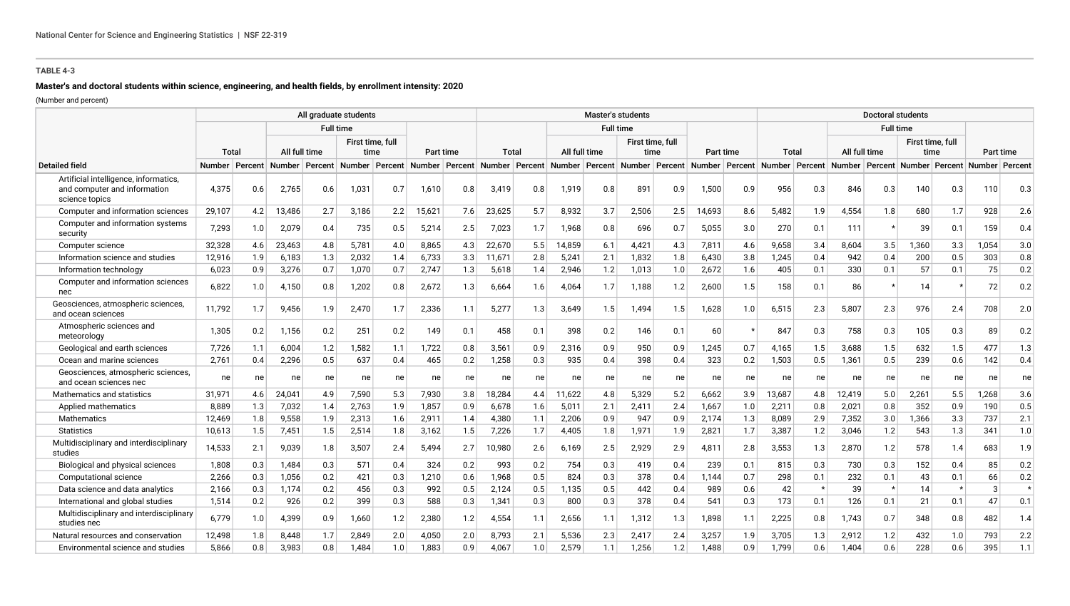**TABLE 4-3**

**Master's and doctoral students within science, engineering, and health fields, by enrollment intensity: 2020**

(Number and percent)

| | All graduate students | | | | | | | | Master's students | | | | | | | | Doctoral students | | | | | | | |
|---|---|---|---|---|---|---|---|---|---|---|---|---|---|---|---|---|---|---|---|---|---|---|---|---|
| | | | Full time | | | | | | | | Full time | | | | | | | | Full time | | | | | |
| | Total | | All full time | | First time, full time | | Part time | | Total | | All full time | | First time, full time | | Part time | | Total | | All full time | | First time, full time | | Part time | |
| Detailed field | Number | Percent | Number | Percent | Number | Percent | Number | Percent | Number | Percent | Number | Percent | Number | Percent | Number | Percent | Number | Percent | Number | Percent | Number | Percent | Number | Percent |
| Artificial intelligence, informatics, and computer and information science topics | 4,375 | 0.6 | 2,765 | 0.6 | 1,031 | 0.7 | 1,610 | 0.8 | 3,419 | 0.8 | 1,919 | 0.8 | 891 | 0.9 | 1,500 | 0.9 | 956 | 0.3 | 846 | 0.3 | 140 | 0.3 | 110 | 0.3 |
| Computer and information sciences | 29,107 | 4.2 | 13,486 | 2.7 | 3,186 | 2.2 | 15,621 | 7.6 | 23,625 | 5.7 | 8,932 | 3.7 | 2,506 | 2.5 | 14,693 | 8.6 | 5,482 | 1.9 | 4,554 | 1.8 | 680 | 1.7 | 928 | 2.6 |
| Computer and information systems security | 7,293 | 1.0 | 2,079 | 0.4 | 735 | 0.5 | 5,214 | 2.5 | 7,023 | 1.7 | 1,968 | 0.8 | 696 | 0.7 | 5,055 | 3.0 | 270 | 0.1 | 111 | * | 39 | 0.1 | 159 | 0.4 |
| Computer science | 32,328 | 4.6 | 23,463 | 4.8 | 5,781 | 4.0 | 8,865 | 4.3 | 22,670 | 5.5 | 14,859 | 6.1 | 4,421 | 4.3 | 7,811 | 4.6 | 9,658 | 3.4 | 8,604 | 3.5 | 1,360 | 3.3 | 1,054 | 3.0 |
| Information science and studies | 12,916 | 1.9 | 6,183 | 1.3 | 2,032 | 1.4 | 6,733 | 3.3 | 11,671 | 2.8 | 5,241 | 2.1 | 1,832 | 1.8 | 6,430 | 3.8 | 1,245 | 0.4 | 942 | 0.4 | 200 | 0.5 | 303 | 0.8 |
| Information technology | 6,023 | 0.9 | 3,276 | 0.7 | 1,070 | 0.7 | 2,747 | 1.3 | 5,618 | 1.4 | 2,946 | 1.2 | 1,013 | 1.0 | 2,672 | 1.6 | 405 | 0.1 | 330 | 0.1 | 57 | 0.1 | 75 | 0.2 |
| Computer and information sciences nec | 6,822 | 1.0 | 4,150 | 0.8 | 1,202 | 0.8 | 2,672 | 1.3 | 6,664 | 1.6 | 4,064 | 1.7 | 1,188 | 1.2 | 2,600 | 1.5 | 158 | 0.1 | 86 | * | 14 | * | 72 | 0.2 |
| Geosciences, atmospheric sciences, and ocean sciences | 11,792 | 1.7 | 9,456 | 1.9 | 2,470 | 1.7 | 2,336 | 1.1 | 5,277 | 1.3 | 3,649 | 1.5 | 1,494 | 1.5 | 1,628 | 1.0 | 6,515 | 2.3 | 5,807 | 2.3 | 976 | 2.4 | 708 | 2.0 |
| Atmospheric sciences and meteorology | 1,305 | 0.2 | 1,156 | 0.2 | 251 | 0.2 | 149 | 0.1 | 458 | 0.1 | 398 | 0.2 | 146 | 0.1 | 60 | * | 847 | 0.3 | 758 | 0.3 | 105 | 0.3 | 89 | 0.2 |
| Geological and earth sciences | 7,726 | 1.1 | 6,004 | 1.2 | 1,582 | 1.1 | 1,722 | 0.8 | 3,561 | 0.9 | 2,316 | 0.9 | 950 | 0.9 | 1,245 | 0.7 | 4,165 | 1.5 | 3,688 | 1.5 | 632 | 1.5 | 477 | 1.3 |
| Ocean and marine sciences | 2,761 | 0.4 | 2,296 | 0.5 | 637 | 0.4 | 465 | 0.2 | 1,258 | 0.3 | 935 | 0.4 | 398 | 0.4 | 323 | 0.2 | 1,503 | 0.5 | 1,361 | 0.5 | 239 | 0.6 | 142 | 0.4 |
| Geosciences, atmospheric sciences, and ocean sciences nec | ne | ne | ne | ne | ne | ne | ne | ne | ne | ne | ne | ne | ne | ne | ne | ne | ne | ne | ne | ne | ne | ne | ne | ne |
| Mathematics and statistics | 31,971 | 4.6 | 24,041 | 4.9 | 7,590 | 5.3 | 7,930 | 3.8 | 18,284 | 4.4 | 11,622 | 4.8 | 5,329 | 5.2 | 6,662 | 3.9 | 13,687 | 4.8 | 12,419 | 5.0 | 2,261 | 5.5 | 1,268 | 3.6 |
| Applied mathematics | 8,889 | 1.3 | 7,032 | 1.4 | 2,763 | 1.9 | 1,857 | 0.9 | 6,678 | 1.6 | 5,011 | 2.1 | 2,411 | 2.4 | 1,667 | 1.0 | 2,211 | 0.8 | 2,021 | 0.8 | 352 | 0.9 | 190 | 0.5 |
| Mathematics | 12,469 | 1.8 | 9,558 | 1.9 | 2,313 | 1.6 | 2,911 | 1.4 | 4,380 | 1.1 | 2,206 | 0.9 | 947 | 0.9 | 2,174 | 1.3 | 8,089 | 2.9 | 7,352 | 3.0 | 1,366 | 3.3 | 737 | 2.1 |
| Statistics | 10,613 | 1.5 | 7,451 | 1.5 | 2,514 | 1.8 | 3,162 | 1.5 | 7,226 | 1.7 | 4,405 | 1.8 | 1,971 | 1.9 | 2,821 | 1.7 | 3,387 | 1.2 | 3,046 | 1.2 | 543 | 1.3 | 341 | 1.0 |
| Multidisciplinary and interdisciplinary studies | 14,533 | 2.1 | 9,039 | 1.8 | 3,507 | 2.4 | 5,494 | 2.7 | 10,980 | 2.6 | 6,169 | 2.5 | 2,929 | 2.9 | 4,811 | 2.8 | 3,553 | 1.3 | 2,870 | 1.2 | 578 | 1.4 | 683 | 1.9 |
| Biological and physical sciences | 1,808 | 0.3 | 1,484 | 0.3 | 571 | 0.4 | 324 | 0.2 | 993 | 0.2 | 754 | 0.3 | 419 | 0.4 | 239 | 0.1 | 815 | 0.3 | 730 | 0.3 | 152 | 0.4 | 85 | 0.2 |
| Computational science | 2,266 | 0.3 | 1,056 | 0.2 | 421 | 0.3 | 1,210 | 0.6 | 1,968 | 0.5 | 824 | 0.3 | 378 | 0.4 | 1,144 | 0.7 | 298 | 0.1 | 232 | 0.1 | 43 | 0.1 | 66 | 0.2 |
| Data science and data analytics | 2,166 | 0.3 | 1,174 | 0.2 | 456 | 0.3 | 992 | 0.5 | 2,124 | 0.5 | 1,135 | 0.5 | 442 | 0.4 | 989 | 0.6 | 42 | * | 39 | * | 14 | * | 3 | * |
| International and global studies | 1,514 | 0.2 | 926 | 0.2 | 399 | 0.3 | 588 | 0.3 | 1,341 | 0.3 | 800 | 0.3 | 378 | 0.4 | 541 | 0.3 | 173 | 0.1 | 126 | 0.1 | 21 | 0.1 | 47 | 0.1 |
| Multidisciplinary and interdisciplinary studies nec | 6,779 | 1.0 | 4,399 | 0.9 | 1,660 | 1.2 | 2,380 | 1.2 | 4,554 | 1.1 | 2,656 | 1.1 | 1,312 | 1.3 | 1,898 | 1.1 | 2,225 | 0.8 | 1,743 | 0.7 | 348 | 0.8 | 482 | 1.4 |
| Natural resources and conservation | 12,498 | 1.8 | 8,448 | 1.7 | 2,849 | 2.0 | 4,050 | 2.0 | 8,793 | 2.1 | 5,536 | 2.3 | 2,417 | 2.4 | 3,257 | 1.9 | 3,705 | 1.3 | 2,912 | 1.2 | 432 | 1.0 | 793 | 2.2 |
| Environmental science and studies | 5,866 | 0.8 | 3,983 | 0.8 | 1,484 | 1.0 | 1,883 | 0.9 | 4,067 | 1.0 | 2,579 | 1.1 | 1,256 | 1.2 | 1,488 | 0.9 | 1,799 | 0.6 | 1,404 | 0.6 | 228 | 0.6 | 395 | 1.1 |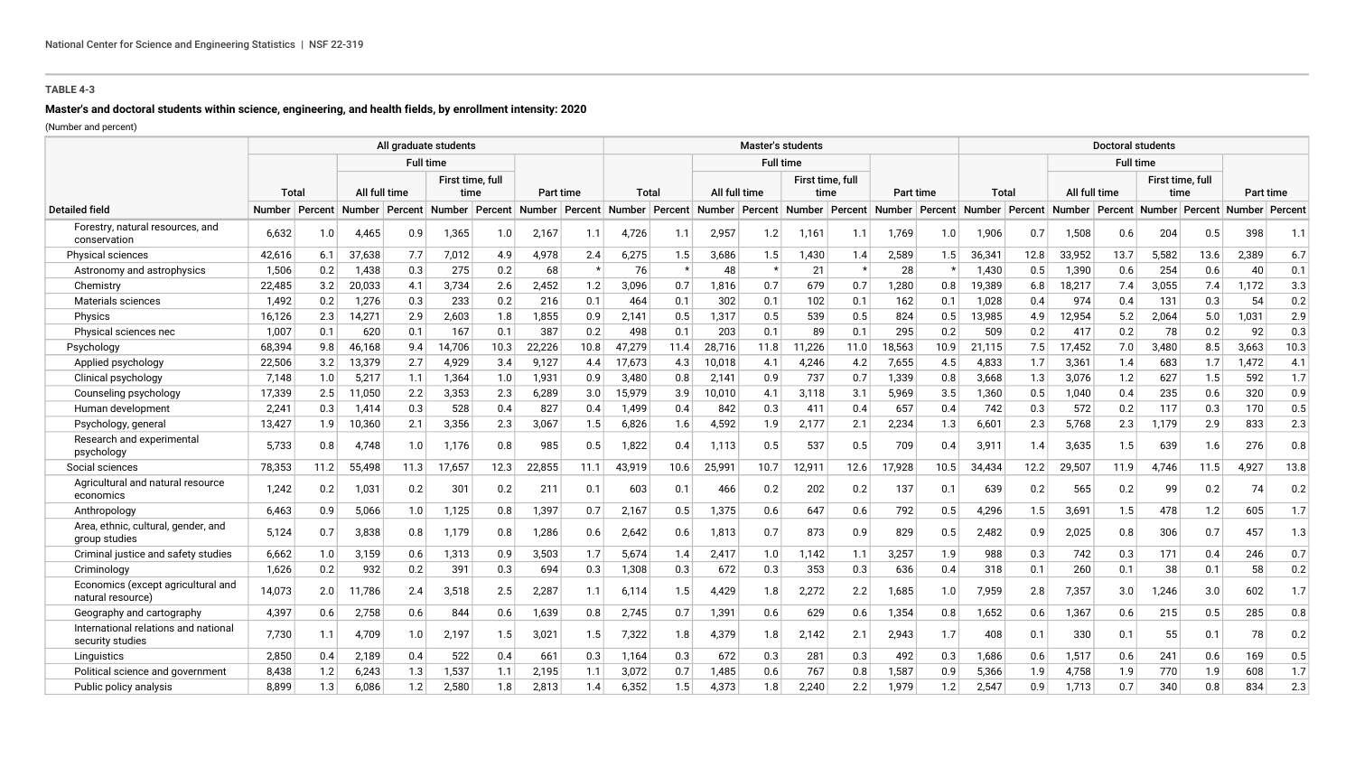**TABLE 4-3**

**Master's and doctoral students within science, engineering, and health fields, by enrollment intensity: 2020**

(Number and percent)

| | All graduate students | | | | | | | | Master's students | | | | | | | | Doctoral students | | | | | | | |
|---|---|---|---|---|---|---|---|---|---|---|---|---|---|---|---|---|---|---|---|---|---|---|---|---|
| | | | Full time | | | | | | | | Full time | | | | | | | | Full time | | | | | |
| | Total | | All full time | | First time, full time | | Part time | | Total | | All full time | | First time, full time | | Part time | | Total | | All full time | | First time, full time | | Part time | |
| Detailed field | Number | Percent | Number | Percent | Number | Percent | Number | Percent | Number | Percent | Number | Percent | Number | Percent | Number | Percent | Number | Percent | Number | Percent | Number | Percent | Number | Percent |
| Forestry, natural resources, and conservation | 6,632 | 1.0 | 4,465 | 0.9 | 1,365 | 1.0 | 2,167 | 1.1 | 4,726 | 1.1 | 2,957 | 1.2 | 1,161 | 1.1 | 1,769 | 1.0 | 1,906 | 0.7 | 1,508 | 0.6 | 204 | 0.5 | 398 | 1.1 |
| Physical sciences | 42,616 | 6.1 | 37,638 | 7.7 | 7,012 | 4.9 | 4,978 | 2.4 | 6,275 | 1.5 | 3,686 | 1.5 | 1,430 | 1.4 | 2,589 | 1.5 | 36,341 | 12.8 | 33,952 | 13.7 | 5,582 | 13.6 | 2,389 | 6.7 |
| Astronomy and astrophysics | 1,506 | 0.2 | 1,438 | 0.3 | 275 | 0.2 | 68 | * | 76 | * | 48 | * | 21 | * | 28 | * | 1,430 | 0.5 | 1,390 | 0.6 | 254 | 0.6 | 40 | 0.1 |
| Chemistry | 22,485 | 3.2 | 20,033 | 4.1 | 3,734 | 2.6 | 2,452 | 1.2 | 3,096 | 0.7 | 1,816 | 0.7 | 679 | 0.7 | 1,280 | 0.8 | 19,389 | 6.8 | 18,217 | 7.4 | 3,055 | 7.4 | 1,172 | 3.3 |
| Materials sciences | 1,492 | 0.2 | 1,276 | 0.3 | 233 | 0.2 | 216 | 0.1 | 464 | 0.1 | 302 | 0.1 | 102 | 0.1 | 162 | 0.1 | 1,028 | 0.4 | 974 | 0.4 | 131 | 0.3 | 54 | 0.2 |
| Physics | 16,126 | 2.3 | 14,271 | 2.9 | 2,603 | 1.8 | 1,855 | 0.9 | 2,141 | 0.5 | 1,317 | 0.5 | 539 | 0.5 | 824 | 0.5 | 13,985 | 4.9 | 12,954 | 5.2 | 2,064 | 5.0 | 1,031 | 2.9 |
| Physical sciences nec | 1,007 | 0.1 | 620 | 0.1 | 167 | 0.1 | 387 | 0.2 | 498 | 0.1 | 203 | 0.1 | 89 | 0.1 | 295 | 0.2 | 509 | 0.2 | 417 | 0.2 | 78 | 0.2 | 92 | 0.3 |
| Psychology | 68,394 | 9.8 | 46,168 | 9.4 | 14,706 | 10.3 | 22,226 | 10.8 | 47,279 | 11.4 | 28,716 | 11.8 | 11,226 | 11.0 | 18,563 | 10.9 | 21,115 | 7.5 | 17,452 | 7.0 | 3,480 | 8.5 | 3,663 | 10.3 |
| Applied psychology | 22,506 | 3.2 | 13,379 | 2.7 | 4,929 | 3.4 | 9,127 | 4.4 | 17,673 | 4.3 | 10,018 | 4.1 | 4,246 | 4.2 | 7,655 | 4.5 | 4,833 | 1.7 | 3,361 | 1.4 | 683 | 1.7 | 1,472 | 4.1 |
| Clinical psychology | 7,148 | 1.0 | 5,217 | 1.1 | 1,364 | 1.0 | 1,931 | 0.9 | 3,480 | 0.8 | 2,141 | 0.9 | 737 | 0.7 | 1,339 | 0.8 | 3,668 | 1.3 | 3,076 | 1.2 | 627 | 1.5 | 592 | 1.7 |
| Counseling psychology | 17,339 | 2.5 | 11,050 | 2.2 | 3,353 | 2.3 | 6,289 | 3.0 | 15,979 | 3.9 | 10,010 | 4.1 | 3,118 | 3.1 | 5,969 | 3.5 | 1,360 | 0.5 | 1,040 | 0.4 | 235 | 0.6 | 320 | 0.9 |
| Human development | 2,241 | 0.3 | 1,414 | 0.3 | 528 | 0.4 | 827 | 0.4 | 1,499 | 0.4 | 842 | 0.3 | 411 | 0.4 | 657 | 0.4 | 742 | 0.3 | 572 | 0.2 | 117 | 0.3 | 170 | 0.5 |
| Psychology, general | 13,427 | 1.9 | 10,360 | 2.1 | 3,356 | 2.3 | 3,067 | 1.5 | 6,826 | 1.6 | 4,592 | 1.9 | 2,177 | 2.1 | 2,234 | 1.3 | 6,601 | 2.3 | 5,768 | 2.3 | 1,179 | 2.9 | 833 | 2.3 |
| Research and experimental psychology | 5,733 | 0.8 | 4,748 | 1.0 | 1,176 | 0.8 | 985 | 0.5 | 1,822 | 0.4 | 1,113 | 0.5 | 537 | 0.5 | 709 | 0.4 | 3,911 | 1.4 | 3,635 | 1.5 | 639 | 1.6 | 276 | 0.8 |
| Social sciences | 78,353 | 11.2 | 55,498 | 11.3 | 17,657 | 12.3 | 22,855 | 11.1 | 43,919 | 10.6 | 25,991 | 10.7 | 12,911 | 12.6 | 17,928 | 10.5 | 34,434 | 12.2 | 29,507 | 11.9 | 4,746 | 11.5 | 4,927 | 13.8 |
| Agricultural and natural resource economics | 1,242 | 0.2 | 1,031 | 0.2 | 301 | 0.2 | 211 | 0.1 | 603 | 0.1 | 466 | 0.2 | 202 | 0.2 | 137 | 0.1 | 639 | 0.2 | 565 | 0.2 | 99 | 0.2 | 74 | 0.2 |
| Anthropology | 6,463 | 0.9 | 5,066 | 1.0 | 1,125 | 0.8 | 1,397 | 0.7 | 2,167 | 0.5 | 1,375 | 0.6 | 647 | 0.6 | 792 | 0.5 | 4,296 | 1.5 | 3,691 | 1.5 | 478 | 1.2 | 605 | 1.7 |
| Area, ethnic, cultural, gender, and group studies | 5,124 | 0.7 | 3,838 | 0.8 | 1,179 | 0.8 | 1,286 | 0.6 | 2,642 | 0.6 | 1,813 | 0.7 | 873 | 0.9 | 829 | 0.5 | 2,482 | 0.9 | 2,025 | 0.8 | 306 | 0.7 | 457 | 1.3 |
| Criminal justice and safety studies | 6,662 | 1.0 | 3,159 | 0.6 | 1,313 | 0.9 | 3,503 | 1.7 | 5,674 | 1.4 | 2,417 | 1.0 | 1,142 | 1.1 | 3,257 | 1.9 | 988 | 0.3 | 742 | 0.3 | 171 | 0.4 | 246 | 0.7 |
| Criminology | 1,626 | 0.2 | 932 | 0.2 | 391 | 0.3 | 694 | 0.3 | 1,308 | 0.3 | 672 | 0.3 | 353 | 0.3 | 636 | 0.4 | 318 | 0.1 | 260 | 0.1 | 38 | 0.1 | 58 | 0.2 |
| Economics (except agricultural and natural resource) | 14,073 | 2.0 | 11,786 | 2.4 | 3,518 | 2.5 | 2,287 | 1.1 | 6,114 | 1.5 | 4,429 | 1.8 | 2,272 | 2.2 | 1,685 | 1.0 | 7,959 | 2.8 | 7,357 | 3.0 | 1,246 | 3.0 | 602 | 1.7 |
| Geography and cartography | 4,397 | 0.6 | 2,758 | 0.6 | 844 | 0.6 | 1,639 | 0.8 | 2,745 | 0.7 | 1,391 | 0.6 | 629 | 0.6 | 1,354 | 0.8 | 1,652 | 0.6 | 1,367 | 0.6 | 215 | 0.5 | 285 | 0.8 |
| International relations and national security studies | 7,730 | 1.1 | 4,709 | 1.0 | 2,197 | 1.5 | 3,021 | 1.5 | 7,322 | 1.8 | 4,379 | 1.8 | 2,142 | 2.1 | 2,943 | 1.7 | 408 | 0.1 | 330 | 0.1 | 55 | 0.1 | 78 | 0.2 |
| Linguistics | 2,850 | 0.4 | 2,189 | 0.4 | 522 | 0.4 | 661 | 0.3 | 1,164 | 0.3 | 672 | 0.3 | 281 | 0.3 | 492 | 0.3 | 1,686 | 0.6 | 1,517 | 0.6 | 241 | 0.6 | 169 | 0.5 |
| Political science and government | 8,438 | 1.2 | 6,243 | 1.3 | 1,537 | 1.1 | 2,195 | 1.1 | 3,072 | 0.7 | 1,485 | 0.6 | 767 | 0.8 | 1,587 | 0.9 | 5,366 | 1.9 | 4,758 | 1.9 | 770 | 1.9 | 608 | 1.7 |
| Public policy analysis | 8,899 | 1.3 | 6,086 | 1.2 | 2,580 | 1.8 | 2,813 | 1.4 | 6,352 | 1.5 | 4,373 | 1.8 | 2,240 | 2.2 | 1,979 | 1.2 | 2,547 | 0.9 | 1,713 | 0.7 | 340 | 0.8 | 834 | 2.3 |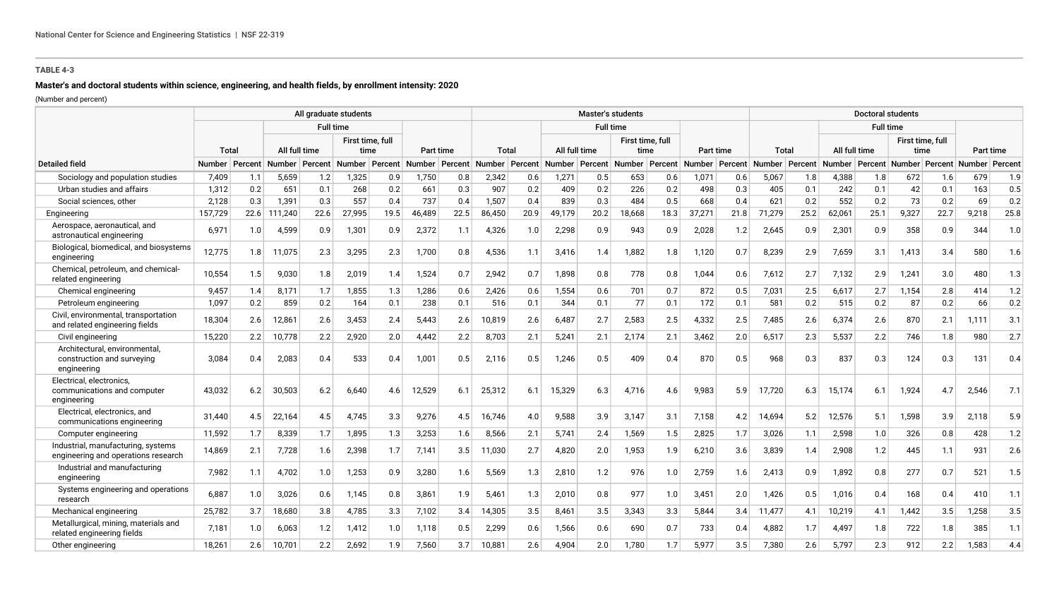**TABLE 4-3**

**Master's and doctoral students within science, engineering, and health fields, by enrollment intensity: 2020**

(Number and percent)

| | All graduate students | | | | | | | | Master's students | | | | | | | | Doctoral students | | | | | | | |
|---|---|---|---|---|---|---|---|---|---|---|---|---|---|---|---|---|---|---|---|---|---|---|---|---|
| | | | Full time | | | | | | | | Full time | | | | | | | | Full time | | | | | |
| | Total | | All full time | | First time, full time | | Part time | | Total | | All full time | | First time, full time | | Part time | | Total | | All full time | | First time, full time | | Part time | |
| Detailed field | Number | Percent | Number | Percent | Number | Percent | Number | Percent | Number | Percent | Number | Percent | Number | Percent | Number | Percent | Number | Percent | Number | Percent | Number | Percent | Number | Percent |
| Sociology and population studies | 7,409 | 1.1 | 5,659 | 1.2 | 1,325 | 0.9 | 1,750 | 0.8 | 2,342 | 0.6 | 1,271 | 0.5 | 653 | 0.6 | 1,071 | 0.6 | 5,067 | 1.8 | 4,388 | 1.8 | 672 | 1.6 | 679 | 1.9 |
| Urban studies and affairs | 1,312 | 0.2 | 651 | 0.1 | 268 | 0.2 | 661 | 0.3 | 907 | 0.2 | 409 | 0.2 | 226 | 0.2 | 498 | 0.3 | 405 | 0.1 | 242 | 0.1 | 42 | 0.1 | 163 | 0.5 |
| Social sciences, other | 2,128 | 0.3 | 1,391 | 0.3 | 557 | 0.4 | 737 | 0.4 | 1,507 | 0.4 | 839 | 0.3 | 484 | 0.5 | 668 | 0.4 | 621 | 0.2 | 552 | 0.2 | 73 | 0.2 | 69 | 0.2 |
| Engineering | 157,729 | 22.6 | 111,240 | 22.6 | 27,995 | 19.5 | 46,489 | 22.5 | 86,450 | 20.9 | 49,179 | 20.2 | 18,668 | 18.3 | 37,271 | 21.8 | 71,279 | 25.2 | 62,061 | 25.1 | 9,327 | 22.7 | 9,218 | 25.8 |
| Aerospace, aeronautical, and astronautical engineering | 6,971 | 1.0 | 4,599 | 0.9 | 1,301 | 0.9 | 2,372 | 1.1 | 4,326 | 1.0 | 2,298 | 0.9 | 943 | 0.9 | 2,028 | 1.2 | 2,645 | 0.9 | 2,301 | 0.9 | 358 | 0.9 | 344 | 1.0 |
| Biological, biomedical, and biosystems engineering | 12,775 | 1.8 | 11,075 | 2.3 | 3,295 | 2.3 | 1,700 | 0.8 | 4,536 | 1.1 | 3,416 | 1.4 | 1,882 | 1.8 | 1,120 | 0.7 | 8,239 | 2.9 | 7,659 | 3.1 | 1,413 | 3.4 | 580 | 1.6 |
| Chemical, petroleum, and chemical-related engineering | 10,554 | 1.5 | 9,030 | 1.8 | 2,019 | 1.4 | 1,524 | 0.7 | 2,942 | 0.7 | 1,898 | 0.8 | 778 | 0.8 | 1,044 | 0.6 | 7,612 | 2.7 | 7,132 | 2.9 | 1,241 | 3.0 | 480 | 1.3 |
| Chemical engineering | 9,457 | 1.4 | 8,171 | 1.7 | 1,855 | 1.3 | 1,286 | 0.6 | 2,426 | 0.6 | 1,554 | 0.6 | 701 | 0.7 | 872 | 0.5 | 7,031 | 2.5 | 6,617 | 2.7 | 1,154 | 2.8 | 414 | 1.2 |
| Petroleum engineering | 1,097 | 0.2 | 859 | 0.2 | 164 | 0.1 | 238 | 0.1 | 516 | 0.1 | 344 | 0.1 | 77 | 0.1 | 172 | 0.1 | 581 | 0.2 | 515 | 0.2 | 87 | 0.2 | 66 | 0.2 |
| Civil, environmental, transportation and related engineering fields | 18,304 | 2.6 | 12,861 | 2.6 | 3,453 | 2.4 | 5,443 | 2.6 | 10,819 | 2.6 | 6,487 | 2.7 | 2,583 | 2.5 | 4,332 | 2.5 | 7,485 | 2.6 | 6,374 | 2.6 | 870 | 2.1 | 1,111 | 3.1 |
| Civil engineering | 15,220 | 2.2 | 10,778 | 2.2 | 2,920 | 2.0 | 4,442 | 2.2 | 8,703 | 2.1 | 5,241 | 2.1 | 2,174 | 2.1 | 3,462 | 2.0 | 6,517 | 2.3 | 5,537 | 2.2 | 746 | 1.8 | 980 | 2.7 |
| Architectural, environmental, construction and surveying engineering | 3,084 | 0.4 | 2,083 | 0.4 | 533 | 0.4 | 1,001 | 0.5 | 2,116 | 0.5 | 1,246 | 0.5 | 409 | 0.4 | 870 | 0.5 | 968 | 0.3 | 837 | 0.3 | 124 | 0.3 | 131 | 0.4 |
| Electrical, electronics, communications and computer engineering | 43,032 | 6.2 | 30,503 | 6.2 | 6,640 | 4.6 | 12,529 | 6.1 | 25,312 | 6.1 | 15,329 | 6.3 | 4,716 | 4.6 | 9,983 | 5.9 | 17,720 | 6.3 | 15,174 | 6.1 | 1,924 | 4.7 | 2,546 | 7.1 |
| Electrical, electronics, and communications engineering | 31,440 | 4.5 | 22,164 | 4.5 | 4,745 | 3.3 | 9,276 | 4.5 | 16,746 | 4.0 | 9,588 | 3.9 | 3,147 | 3.1 | 7,158 | 4.2 | 14,694 | 5.2 | 12,576 | 5.1 | 1,598 | 3.9 | 2,118 | 5.9 |
| Computer engineering | 11,592 | 1.7 | 8,339 | 1.7 | 1,895 | 1.3 | 3,253 | 1.6 | 8,566 | 2.1 | 5,741 | 2.4 | 1,569 | 1.5 | 2,825 | 1.7 | 3,026 | 1.1 | 2,598 | 1.0 | 326 | 0.8 | 428 | 1.2 |
| Industrial, manufacturing, systems engineering and operations research | 14,869 | 2.1 | 7,728 | 1.6 | 2,398 | 1.7 | 7,141 | 3.5 | 11,030 | 2.7 | 4,820 | 2.0 | 1,953 | 1.9 | 6,210 | 3.6 | 3,839 | 1.4 | 2,908 | 1.2 | 445 | 1.1 | 931 | 2.6 |
| Industrial and manufacturing engineering | 7,982 | 1.1 | 4,702 | 1.0 | 1,253 | 0.9 | 3,280 | 1.6 | 5,569 | 1.3 | 2,810 | 1.2 | 976 | 1.0 | 2,759 | 1.6 | 2,413 | 0.9 | 1,892 | 0.8 | 277 | 0.7 | 521 | 1.5 |
| Systems engineering and operations research | 6,887 | 1.0 | 3,026 | 0.6 | 1,145 | 0.8 | 3,861 | 1.9 | 5,461 | 1.3 | 2,010 | 0.8 | 977 | 1.0 | 3,451 | 2.0 | 1,426 | 0.5 | 1,016 | 0.4 | 168 | 0.4 | 410 | 1.1 |
| Mechanical engineering | 25,782 | 3.7 | 18,680 | 3.8 | 4,785 | 3.3 | 7,102 | 3.4 | 14,305 | 3.5 | 8,461 | 3.5 | 3,343 | 3.3 | 5,844 | 3.4 | 11,477 | 4.1 | 10,219 | 4.1 | 1,442 | 3.5 | 1,258 | 3.5 |
| Metallurgical, mining, materials and related engineering fields | 7,181 | 1.0 | 6,063 | 1.2 | 1,412 | 1.0 | 1,118 | 0.5 | 2,299 | 0.6 | 1,566 | 0.6 | 690 | 0.7 | 733 | 0.4 | 4,882 | 1.7 | 4,497 | 1.8 | 722 | 1.8 | 385 | 1.1 |
| Other engineering | 18,261 | 2.6 | 10,701 | 2.2 | 2,692 | 1.9 | 7,560 | 3.7 | 10,881 | 2.6 | 4,904 | 2.0 | 1,780 | 1.7 | 5,977 | 3.5 | 7,380 | 2.6 | 5,797 | 2.3 | 912 | 2.2 | 1,583 | 4.4 |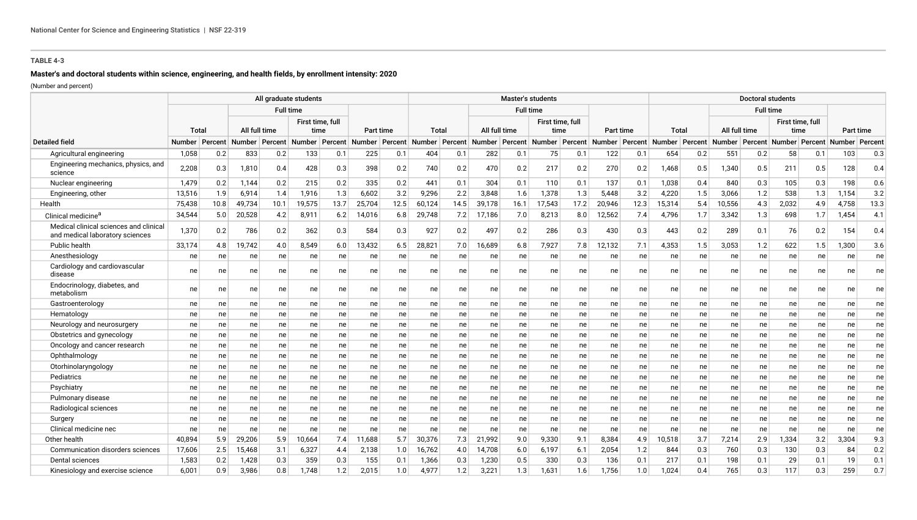**TABLE 4-3**

**Master's and doctoral students within science, engineering, and health fields, by enrollment intensity: 2020**

(Number and percent)

| | All graduate students | | | | | | | | Master's students | | | | | | | | Doctoral students | | | | | | | |
|---|---|---|---|---|---|---|---|---|---|---|---|---|---|---|---|---|---|---|---|---|---|---|---|---|
| | | | Full time | | | | | | | | Full time | | | | | | | | Full time | | | | | |
| | Total | | All full time | | First time, full time | | Part time | | Total | | All full time | | First time, full time | | Part time | | Total | | All full time | | First time, full time | | Part time | |
| Detailed field | Number | Percent | Number | Percent | Number | Percent | Number | Percent | Number | Percent | Number | Percent | Number | Percent | Number | Percent | Number | Percent | Number | Percent | Number | Percent | Number | Percent |
| Agricultural engineering | 1,058 | 0.2 | 833 | 0.2 | 133 | 0.1 | 225 | 0.1 | 404 | 0.1 | 282 | 0.1 | 75 | 0.1 | 122 | 0.1 | 654 | 0.2 | 551 | 0.2 | 58 | 0.1 | 103 | 0.3 |
| Engineering mechanics, physics, and science | 2,208 | 0.3 | 1,810 | 0.4 | 428 | 0.3 | 398 | 0.2 | 740 | 0.2 | 470 | 0.2 | 217 | 0.2 | 270 | 0.2 | 1,468 | 0.5 | 1,340 | 0.5 | 211 | 0.5 | 128 | 0.4 |
| Nuclear engineering | 1,479 | 0.2 | 1,144 | 0.2 | 215 | 0.2 | 335 | 0.2 | 441 | 0.1 | 304 | 0.1 | 110 | 0.1 | 137 | 0.1 | 1,038 | 0.4 | 840 | 0.3 | 105 | 0.3 | 198 | 0.6 |
| Engineering, other | 13,516 | 1.9 | 6,914 | 1.4 | 1,916 | 1.3 | 6,602 | 3.2 | 9,296 | 2.2 | 3,848 | 1.6 | 1,378 | 1.3 | 5,448 | 3.2 | 4,220 | 1.5 | 3,066 | 1.2 | 538 | 1.3 | 1,154 | 3.2 |
| Health | 75,438 | 10.8 | 49,734 | 10.1 | 19,575 | 13.7 | 25,704 | 12.5 | 60,124 | 14.5 | 39,178 | 16.1 | 17,543 | 17.2 | 20,946 | 12.3 | 15,314 | 5.4 | 10,556 | 4.3 | 2,032 | 4.9 | 4,758 | 13.3 |
| Clinical medicine[a] | 34,544 | 5.0 | 20,528 | 4.2 | 8,911 | 6.2 | 14,016 | 6.8 | 29,748 | 7.2 | 17,186 | 7.0 | 8,213 | 8.0 | 12,562 | 7.4 | 4,796 | 1.7 | 3,342 | 1.3 | 698 | 1.7 | 1,454 | 4.1 |
| Medical clinical sciences and clinical and medical laboratory sciences | 1,370 | 0.2 | 786 | 0.2 | 362 | 0.3 | 584 | 0.3 | 927 | 0.2 | 497 | 0.2 | 286 | 0.3 | 430 | 0.3 | 443 | 0.2 | 289 | 0.1 | 76 | 0.2 | 154 | 0.4 |
| Public health | 33,174 | 4.8 | 19,742 | 4.0 | 8,549 | 6.0 | 13,432 | 6.5 | 28,821 | 7.0 | 16,689 | 6.8 | 7,927 | 7.8 | 12,132 | 7.1 | 4,353 | 1.5 | 3,053 | 1.2 | 622 | 1.5 | 1,300 | 3.6 |
| Anesthesiology | ne | ne | ne | ne | ne | ne | ne | ne | ne | ne | ne | ne | ne | ne | ne | ne | ne | ne | ne | ne | ne | ne | ne | ne |
| Cardiology and cardiovascular disease | ne | ne | ne | ne | ne | ne | ne | ne | ne | ne | ne | ne | ne | ne | ne | ne | ne | ne | ne | ne | ne | ne | ne | ne |
| Endocrinology, diabetes, and metabolism | ne | ne | ne | ne | ne | ne | ne | ne | ne | ne | ne | ne | ne | ne | ne | ne | ne | ne | ne | ne | ne | ne | ne | ne |
| Gastroenterology | ne | ne | ne | ne | ne | ne | ne | ne | ne | ne | ne | ne | ne | ne | ne | ne | ne | ne | ne | ne | ne | ne | ne | ne |
| Hematology | ne | ne | ne | ne | ne | ne | ne | ne | ne | ne | ne | ne | ne | ne | ne | ne | ne | ne | ne | ne | ne | ne | ne | ne |
| Neurology and neurosurgery | ne | ne | ne | ne | ne | ne | ne | ne | ne | ne | ne | ne | ne | ne | ne | ne | ne | ne | ne | ne | ne | ne | ne | ne |
| Obstetrics and gynecology | ne | ne | ne | ne | ne | ne | ne | ne | ne | ne | ne | ne | ne | ne | ne | ne | ne | ne | ne | ne | ne | ne | ne | ne |
| Oncology and cancer research | ne | ne | ne | ne | ne | ne | ne | ne | ne | ne | ne | ne | ne | ne | ne | ne | ne | ne | ne | ne | ne | ne | ne | ne |
| Ophthalmology | ne | ne | ne | ne | ne | ne | ne | ne | ne | ne | ne | ne | ne | ne | ne | ne | ne | ne | ne | ne | ne | ne | ne | ne |
| Otorhinolaryngology | ne | ne | ne | ne | ne | ne | ne | ne | ne | ne | ne | ne | ne | ne | ne | ne | ne | ne | ne | ne | ne | ne | ne | ne |
| Pediatrics | ne | ne | ne | ne | ne | ne | ne | ne | ne | ne | ne | ne | ne | ne | ne | ne | ne | ne | ne | ne | ne | ne | ne | ne |
| Psychiatry | ne | ne | ne | ne | ne | ne | ne | ne | ne | ne | ne | ne | ne | ne | ne | ne | ne | ne | ne | ne | ne | ne | ne | ne |
| Pulmonary disease | ne | ne | ne | ne | ne | ne | ne | ne | ne | ne | ne | ne | ne | ne | ne | ne | ne | ne | ne | ne | ne | ne | ne | ne |
| Radiological sciences | ne | ne | ne | ne | ne | ne | ne | ne | ne | ne | ne | ne | ne | ne | ne | ne | ne | ne | ne | ne | ne | ne | ne | ne |
| Surgery | ne | ne | ne | ne | ne | ne | ne | ne | ne | ne | ne | ne | ne | ne | ne | ne | ne | ne | ne | ne | ne | ne | ne | ne |
| Clinical medicine nec | ne | ne | ne | ne | ne | ne | ne | ne | ne | ne | ne | ne | ne | ne | ne | ne | ne | ne | ne | ne | ne | ne | ne | ne |
| Other health | 40,894 | 5.9 | 29,206 | 5.9 | 10,664 | 7.4 | 11,688 | 5.7 | 30,376 | 7.3 | 21,992 | 9.0 | 9,330 | 9.1 | 8,384 | 4.9 | 10,518 | 3.7 | 7,214 | 2.9 | 1,334 | 3.2 | 3,304 | 9.3 |
| Communication disorders sciences | 17,606 | 2.5 | 15,468 | 3.1 | 6,327 | 4.4 | 2,138 | 1.0 | 16,762 | 4.0 | 14,708 | 6.0 | 6,197 | 6.1 | 2,054 | 1.2 | 844 | 0.3 | 760 | 0.3 | 130 | 0.3 | 84 | 0.2 |
| Dental sciences | 1,583 | 0.2 | 1,428 | 0.3 | 359 | 0.3 | 155 | 0.1 | 1,366 | 0.3 | 1,230 | 0.5 | 330 | 0.3 | 136 | 0.1 | 217 | 0.1 | 198 | 0.1 | 29 | 0.1 | 19 | 0.1 |
| Kinesiology and exercise science | 6,001 | 0.9 | 3,986 | 0.8 | 1,748 | 1.2 | 2,015 | 1.0 | 4,977 | 1.2 | 3,221 | 1.3 | 1,631 | 1.6 | 1,756 | 1.0 | 1,024 | 0.4 | 765 | 0.3 | 117 | 0.3 | 259 | 0.7 |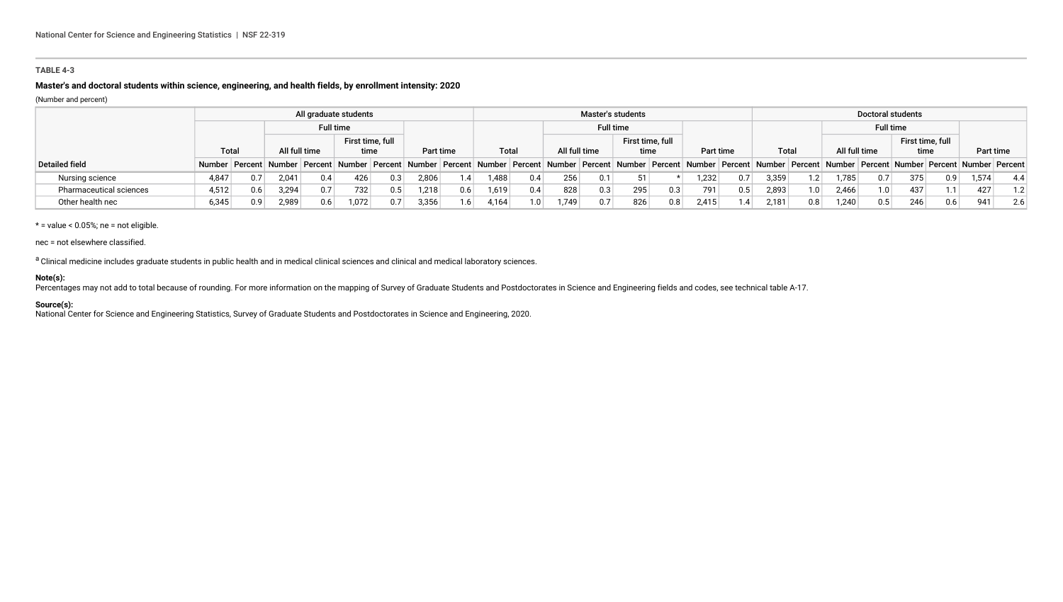**TABLE 4-3**

**Master's and doctoral students within science, engineering, and health fields, by enrollment intensity: 2020**

(Number and percent)

| | All graduate students | | | | | | | | Master's students | | | | | | | | Doctoral students | | | | | | | |
|---|---|---|---|---|---|---|---|---|---|---|---|---|---|---|---|---|---|---|---|---|---|---|---|---|
| | | | Full time | | | | | | | | Full time | | | | | | | | Full time | | | | | |
| | Total | | All full time | | First time, full time | | Part time | | Total | | All full time | | First time, full time | | Part time | | Total | | All full time | | First time, full time | | Part time | |
| Detailed field | Number | Percent | Number | Percent | Number | Percent | Number | Percent | Number | Percent | Number | Percent | Number | Percent | Number | Percent | Number | Percent | Number | Percent | Number | Percent | Number | Percent |
| Nursing science | 4,847 | 0.7 | 2,041 | 0.4 | 426 | 0.3 | 2,806 | 1.4 | 1,488 | 0.4 | 256 | 0.1 | 51 | * | 1,232 | 0.7 | 3,359 | 1.2 | 1,785 | 0.7 | 375 | 0.9 | 1,574 | 4.4 |
| Pharmaceutical sciences | 4,512 | 0.6 | 3,294 | 0.7 | 732 | 0.5 | 1,218 | 0.6 | 1,619 | 0.4 | 828 | 0.3 | 295 | 0.3 | 791 | 0.5 | 2,893 | 1.0 | 2,466 | 1.0 | 437 | 1.1 | 427 | 1.2 |
| Other health nec | 6,345 | 0.9 | 2,989 | 0.6 | 1,072 | 0.7 | 3,356 | 1.6 | 4,164 | 1.0 | 1,749 | 0.7 | 826 | 0.8 | 2,415 | 1.4 | 2,181 | 0.8 | 1,240 | 0.5 | 246 | 0.6 | 941 | 2.6 |

* = value < 0.05%; ne = not eligible.

nec = not elsewhere classified.

[a] Clinical medicine includes graduate students in public health and in medical clinical sciences and clinical and medical laboratory sciences.

**Note(s):**
Percentages may not add to total because of rounding. For more information on the mapping of Survey of Graduate Students and Postdoctorates in Science and Engineering fields and codes, see technical table A-17.

**Source(s):**
National Center for Science and Engineering Statistics, Survey of Graduate Students and Postdoctorates in Science and Engineering, 2020.